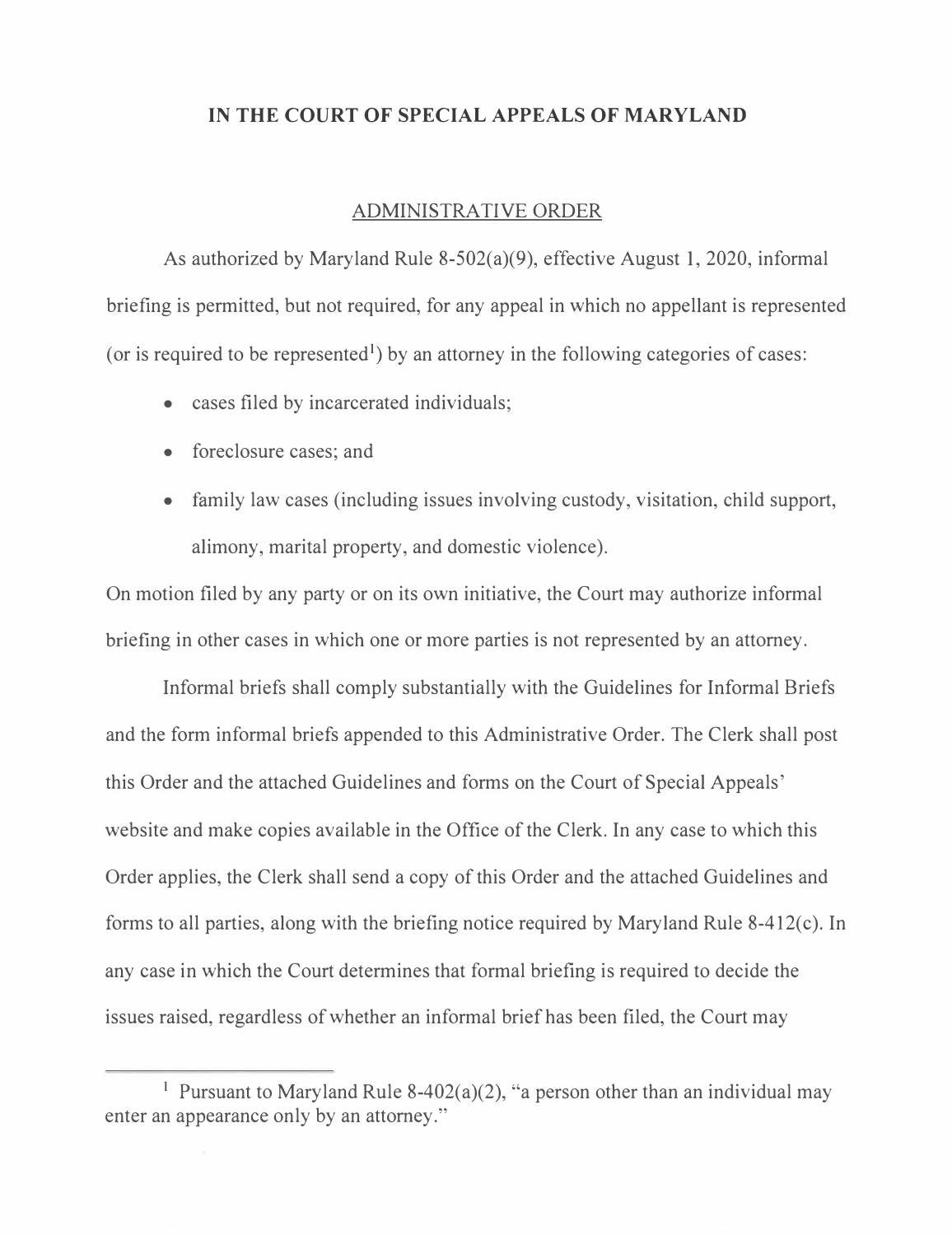# IN THE COURT OF SPECIAL APPEALS OF MARYLAND

## ADMINISTRATIVE ORDER

As authorized by Maryland Rule 8-502(a)(9), effective August 1, 2020, informal briefing is permitted, but not required, for any appeal in which no appellant is represented (or is required to be represented[1]) by an attorney in the following categories of cases:

- cases filed by incarcerated individuals;
- foreclosure cases; and
- family law cases (including issues involving custody, visitation, child support, alimony, marital property, and domestic violence).

On motion filed by any party or on its own initiative, the Court may authorize informal briefing in other cases in which one or more parties is not represented by an attorney.

Informal briefs shall comply substantially with the Guidelines for Informal Briefs and the form informal briefs appended to this Administrative Order. The Clerk shall post this Order and the attached Guidelines and forms on the Court of Special Appeals' website and make copies available in the Office of the Clerk. In any case to which this Order applies, the Clerk shall send a copy of this Order and the attached Guidelines and forms to all parties, along with the briefing notice required by Maryland Rule 8-412(c). In any case in which the Court determines that formal briefing is required to decide the issues raised, regardless of whether an informal brief has been filed, the Court may

[1] Pursuant to Maryland Rule 8-402(a)(2), "a person other than an individual may enter an appearance only by an attorney."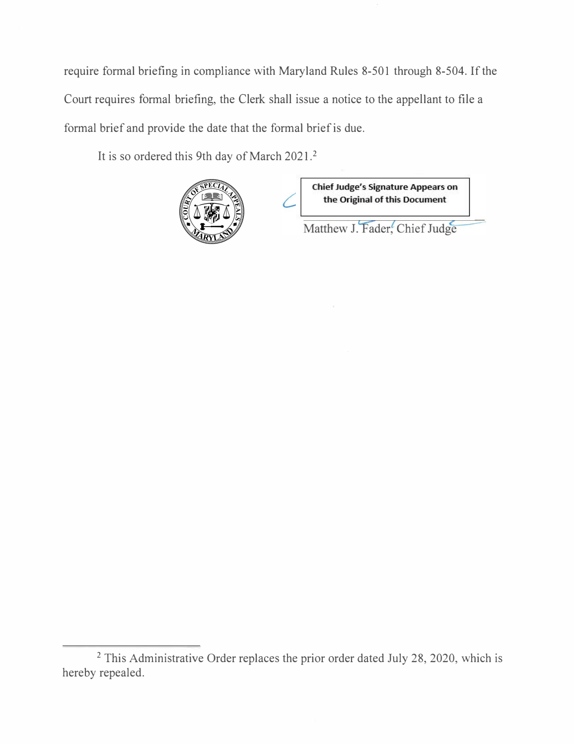require formal briefing in compliance with Maryland Rules 8-501 through 8-504. If the Court requires formal briefing, the Clerk shall issue a notice to the appellant to file a formal brief and provide the date that the formal brief is due.

It is so ordered this 9th day of March 2021.[2]

**Chief Judge's Signature Appears on the Original of this Document**

Matthew J. Fader, Chief Judge

---

[2] This Administrative Order replaces the prior order dated July 28, 2020, which is hereby repealed.